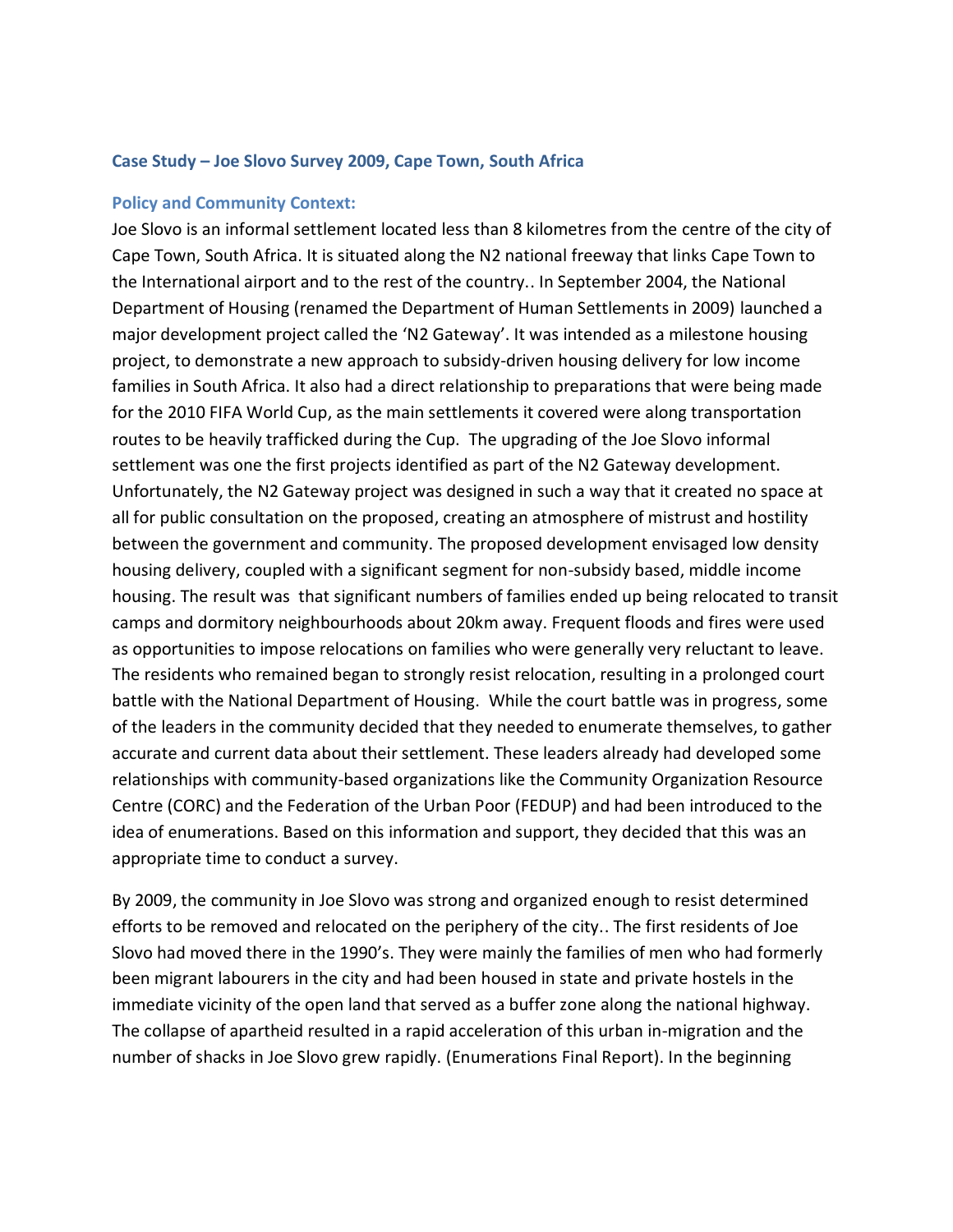### Case Study – Joe Slovo Survey 2009, Cape Town, South Africa

#### Policy and Community Context:

Joe Slovo is an informal settlement located less than 8 kilometres from the centre of the city of Cape Town, South Africa. It is situated along the N2 national freeway that links Cape Town to the International airport and to the rest of the country.. In September 2004, the National Department of Housing (renamed the Department of Human Settlements in 2009) launched a major development project called the 'N2 Gateway'. It was intended as a milestone housing project, to demonstrate a new approach to subsidy-driven housing delivery for low income families in South Africa. It also had a direct relationship to preparations that were being made for the 2010 FIFA World Cup, as the main settlements it covered were along transportation routes to be heavily trafficked during the Cup. The upgrading of the Joe Slovo informal settlement was one the first projects identified as part of the N2 Gateway development. Unfortunately, the N2 Gateway project was designed in such a way that it created no space at all for public consultation on the proposed, creating an atmosphere of mistrust and hostility between the government and community. The proposed development envisaged low density housing delivery, coupled with a significant segment for non-subsidy based, middle income housing. The result was that significant numbers of families ended up being relocated to transit camps and dormitory neighbourhoods about 20km away. Frequent floods and fires were used as opportunities to impose relocations on families who were generally very reluctant to leave. The residents who remained began to strongly resist relocation, resulting in a prolonged court battle with the National Department of Housing. While the court battle was in progress, some of the leaders in the community decided that they needed to enumerate themselves, to gather accurate and current data about their settlement. These leaders already had developed some relationships with community-based organizations like the Community Organization Resource Centre (CORC) and the Federation of the Urban Poor (FEDUP) and had been introduced to the idea of enumerations. Based on this information and support, they decided that this was an appropriate time to conduct a survey.

By 2009, the community in Joe Slovo was strong and organized enough to resist determined efforts to be removed and relocated on the periphery of the city.. The first residents of Joe Slovo had moved there in the 1990's. They were mainly the families of men who had formerly been migrant labourers in the city and had been housed in state and private hostels in the immediate vicinity of the open land that served as a buffer zone along the national highway. The collapse of apartheid resulted in a rapid acceleration of this urban in-migration and the number of shacks in Joe Slovo grew rapidly. (Enumerations Final Report). In the beginning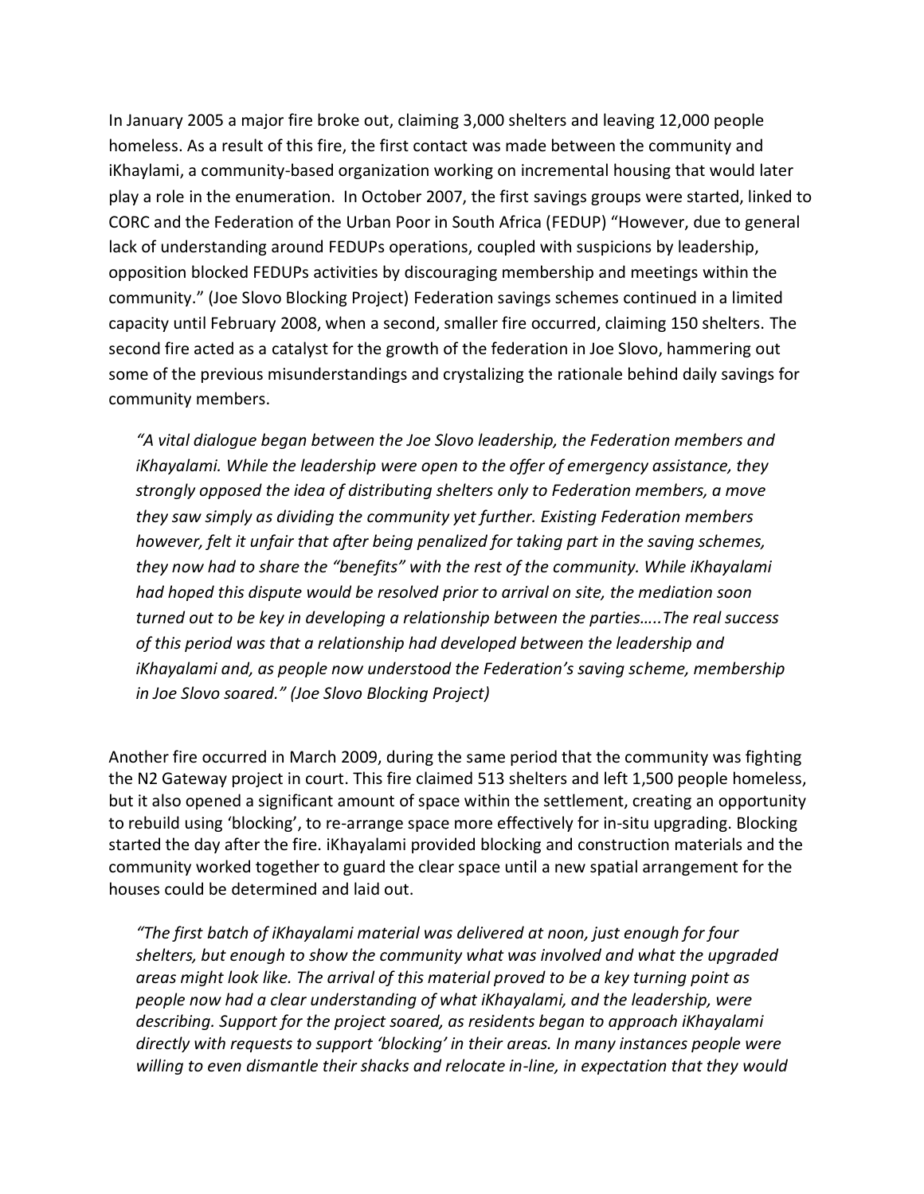In January 2005 a major fire broke out, claiming 3,000 shelters and leaving 12,000 people homeless. As a result of this fire, the first contact was made between the community and iKhaylami, a community-based organization working on incremental housing that would later play a role in the enumeration. In October 2007, the first savings groups were started, linked to CORC and the Federation of the Urban Poor in South Africa (FEDUP) "However, due to general lack of understanding around FEDUPs operations, coupled with suspicions by leadership, opposition blocked FEDUPs activities by discouraging membership and meetings within the community." (Joe Slovo Blocking Project) Federation savings schemes continued in a limited capacity until February 2008, when a second, smaller fire occurred, claiming 150 shelters. The second fire acted as a catalyst for the growth of the federation in Joe Slovo, hammering out some of the previous misunderstandings and crystalizing the rationale behind daily savings for community members.

> *"A vital dialogue began between the Joe Slovo leadership, the Federation members and iKhayalami. While the leadership were open to the offer of emergency assistance, they strongly opposed the idea of distributing shelters only to Federation members, a move they saw simply as dividing the community yet further. Existing Federation members however, felt it unfair that after being penalized for taking part in the saving schemes, they now had to share the "benefits" with the rest of the community. While iKhayalami had hoped this dispute would be resolved prior to arrival on site, the mediation soon turned out to be key in developing a relationship between the parties…..The real success of this period was that a relationship had developed between the leadership and iKhayalami and, as people now understood the Federation's saving scheme, membership in Joe Slovo soared." (Joe Slovo Blocking Project)*

Another fire occurred in March 2009, during the same period that the community was fighting the N2 Gateway project in court. This fire claimed 513 shelters and left 1,500 people homeless, but it also opened a significant amount of space within the settlement, creating an opportunity to rebuild using 'blocking', to re-arrange space more effectively for in-situ upgrading. Blocking started the day after the fire. iKhayalami provided blocking and construction materials and the community worked together to guard the clear space until a new spatial arrangement for the houses could be determined and laid out.

> *"The first batch of iKhayalami material was delivered at noon, just enough for four shelters, but enough to show the community what was involved and what the upgraded areas might look like. The arrival of this material proved to be a key turning point as people now had a clear understanding of what iKhayalami, and the leadership, were describing. Support for the project soared, as residents began to approach iKhayalami directly with requests to support 'blocking' in their areas. In many instances people were willing to even dismantle their shacks and relocate in-line, in expectation that they would*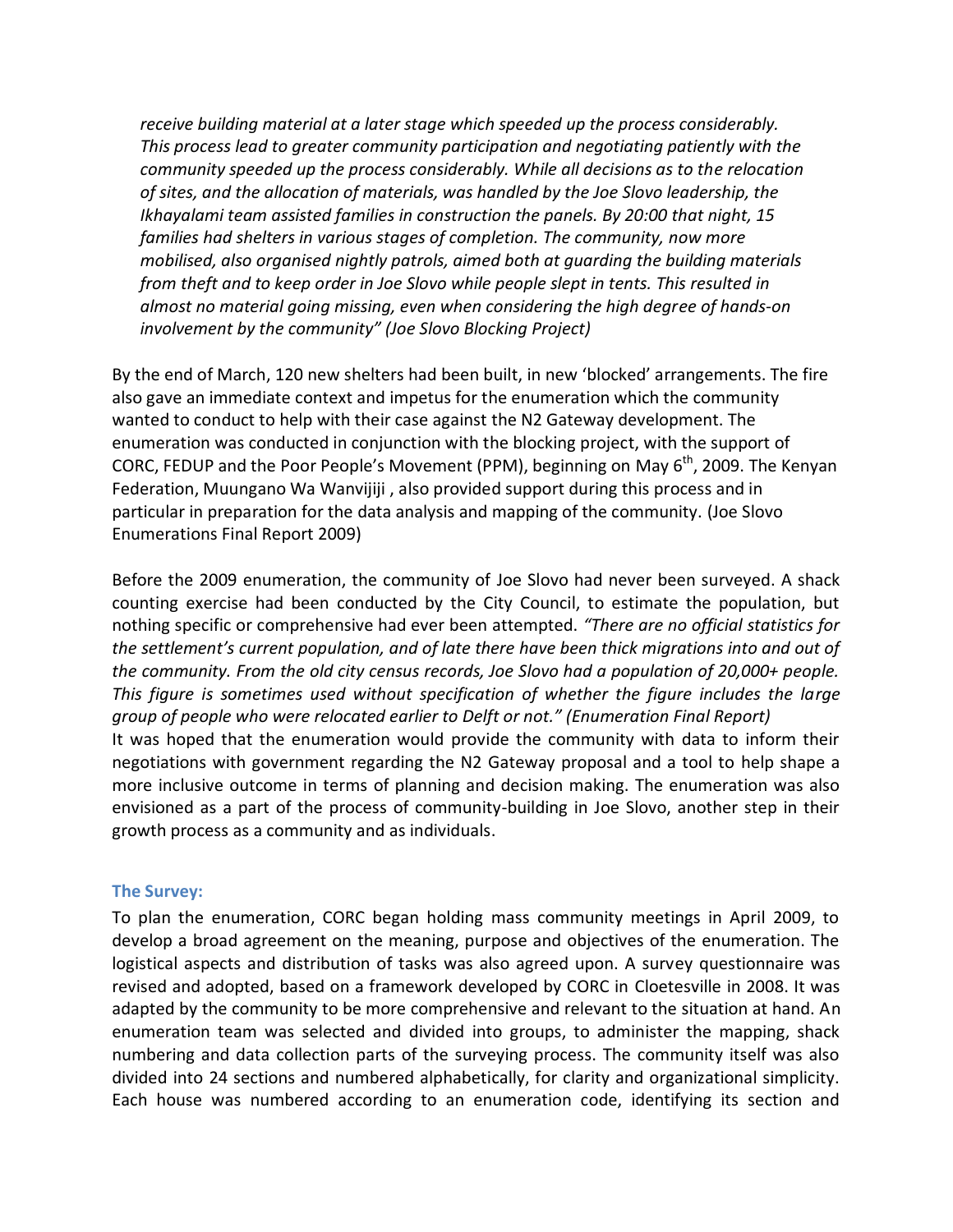*receive building material at a later stage which speeded up the process considerably. This process lead to greater community participation and negotiating patiently with the community speeded up the process considerably. While all decisions as to the relocation of sites, and the allocation of materials, was handled by the Joe Slovo leadership, the Ikhayalami team assisted families in construction the panels. By 20:00 that night, 15 families had shelters in various stages of completion. The community, now more mobilised, also organised nightly patrols, aimed both at guarding the building materials from theft and to keep order in Joe Slovo while people slept in tents. This resulted in almost no material going missing, even when considering the high degree of hands-on involvement by the community" (Joe Slovo Blocking Project)*

By the end of March, 120 new shelters had been built, in new 'blocked' arrangements. The fire also gave an immediate context and impetus for the enumeration which the community wanted to conduct to help with their case against the N2 Gateway development. The enumeration was conducted in conjunction with the blocking project, with the support of CORC, FEDUP and the Poor People's Movement (PPM), beginning on May 6th, 2009. The Kenyan Federation, Muungano Wa Wanvijiji , also provided support during this process and in particular in preparation for the data analysis and mapping of the community. (Joe Slovo Enumerations Final Report 2009)

Before the 2009 enumeration, the community of Joe Slovo had never been surveyed. A shack counting exercise had been conducted by the City Council, to estimate the population, but nothing specific or comprehensive had ever been attempted. *"There are no official statistics for the settlement's current population, and of late there have been thick migrations into and out of the community. From the old city census records, Joe Slovo had a population of 20,000+ people. This figure is sometimes used without specification of whether the figure includes the large group of people who were relocated earlier to Delft or not." (Enumeration Final Report)*
It was hoped that the enumeration would provide the community with data to inform their negotiations with government regarding the N2 Gateway proposal and a tool to help shape a more inclusive outcome in terms of planning and decision making. The enumeration was also envisioned as a part of the process of community-building in Joe Slovo, another step in their growth process as a community and as individuals.

### The Survey:

To plan the enumeration, CORC began holding mass community meetings in April 2009, to develop a broad agreement on the meaning, purpose and objectives of the enumeration. The logistical aspects and distribution of tasks was also agreed upon. A survey questionnaire was revised and adopted, based on a framework developed by CORC in Cloetesville in 2008. It was adapted by the community to be more comprehensive and relevant to the situation at hand. An enumeration team was selected and divided into groups, to administer the mapping, shack numbering and data collection parts of the surveying process. The community itself was also divided into 24 sections and numbered alphabetically, for clarity and organizational simplicity. Each house was numbered according to an enumeration code, identifying its section and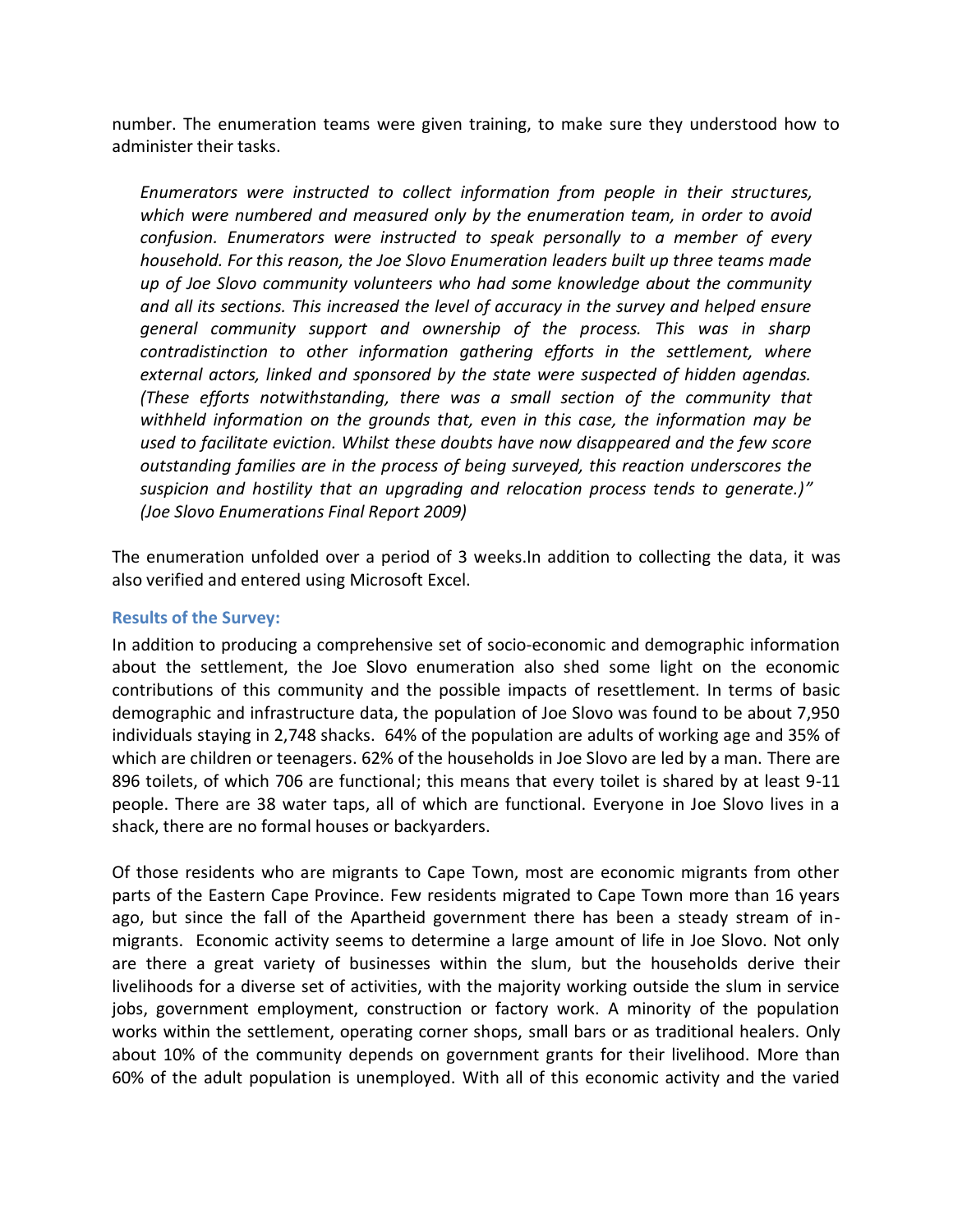number. The enumeration teams were given training, to make sure they understood how to administer their tasks.

> *Enumerators were instructed to collect information from people in their structures, which were numbered and measured only by the enumeration team, in order to avoid confusion. Enumerators were instructed to speak personally to a member of every household. For this reason, the Joe Slovo Enumeration leaders built up three teams made up of Joe Slovo community volunteers who had some knowledge about the community and all its sections. This increased the level of accuracy in the survey and helped ensure general community support and ownership of the process. This was in sharp contradistinction to other information gathering efforts in the settlement, where external actors, linked and sponsored by the state were suspected of hidden agendas. (These efforts notwithstanding, there was a small section of the community that withheld information on the grounds that, even in this case, the information may be used to facilitate eviction. Whilst these doubts have now disappeared and the few score outstanding families are in the process of being surveyed, this reaction underscores the suspicion and hostility that an upgrading and relocation process tends to generate.)" (Joe Slovo Enumerations Final Report 2009)*

The enumeration unfolded over a period of 3 weeks.In addition to collecting the data, it was also verified and entered using Microsoft Excel.

### Results of the Survey:

In addition to producing a comprehensive set of socio-economic and demographic information about the settlement, the Joe Slovo enumeration also shed some light on the economic contributions of this community and the possible impacts of resettlement. In terms of basic demographic and infrastructure data, the population of Joe Slovo was found to be about 7,950 individuals staying in 2,748 shacks. 64% of the population are adults of working age and 35% of which are children or teenagers. 62% of the households in Joe Slovo are led by a man. There are 896 toilets, of which 706 are functional; this means that every toilet is shared by at least 9-11 people. There are 38 water taps, all of which are functional. Everyone in Joe Slovo lives in a shack, there are no formal houses or backyarders.

Of those residents who are migrants to Cape Town, most are economic migrants from other parts of the Eastern Cape Province. Few residents migrated to Cape Town more than 16 years ago, but since the fall of the Apartheid government there has been a steady stream of in-migrants. Economic activity seems to determine a large amount of life in Joe Slovo. Not only are there a great variety of businesses within the slum, but the households derive their livelihoods for a diverse set of activities, with the majority working outside the slum in service jobs, government employment, construction or factory work. A minority of the population works within the settlement, operating corner shops, small bars or as traditional healers. Only about 10% of the community depends on government grants for their livelihood. More than 60% of the adult population is unemployed. With all of this economic activity and the varied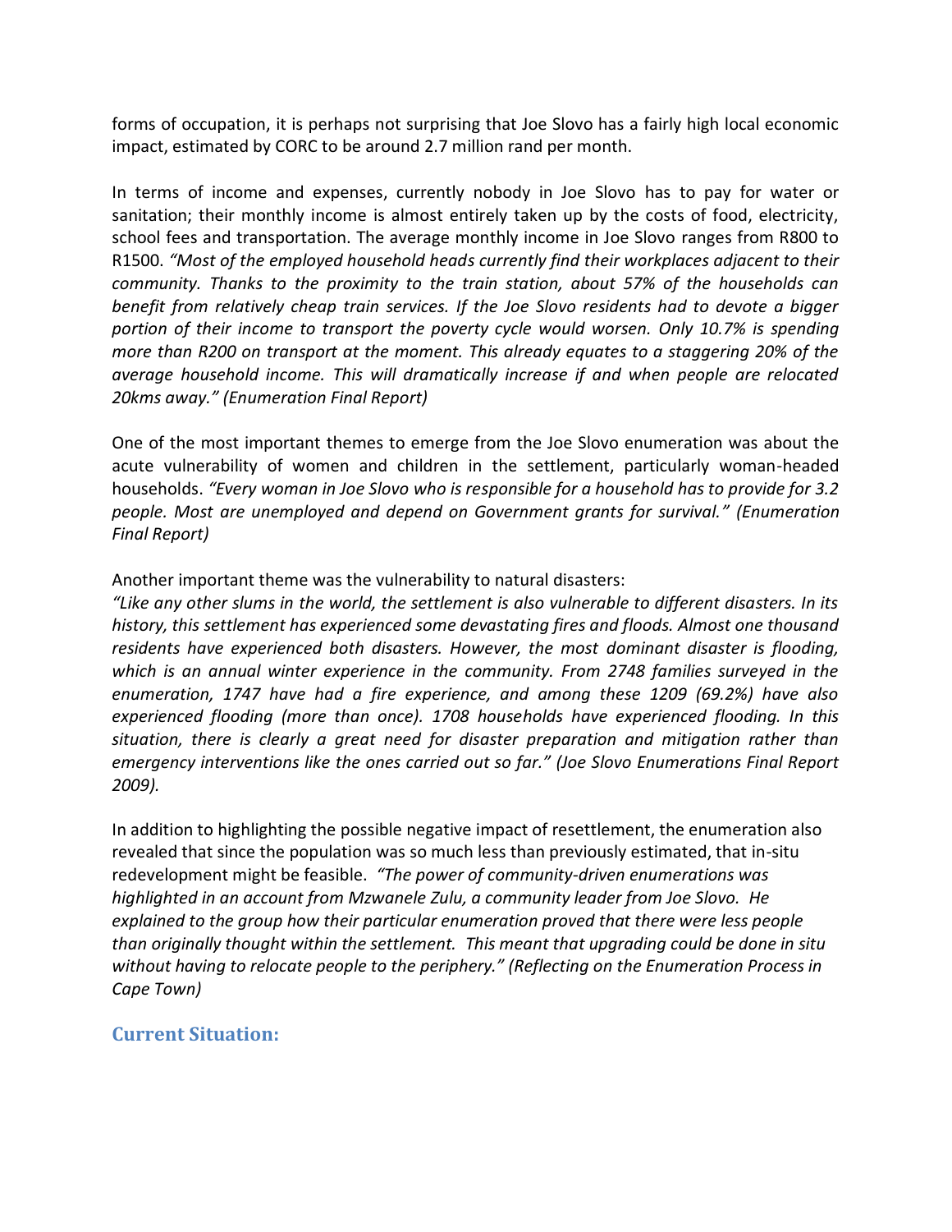forms of occupation, it is perhaps not surprising that Joe Slovo has a fairly high local economic impact, estimated by CORC to be around 2.7 million rand per month.

In terms of income and expenses, currently nobody in Joe Slovo has to pay for water or sanitation; their monthly income is almost entirely taken up by the costs of food, electricity, school fees and transportation. The average monthly income in Joe Slovo ranges from R800 to R1500. *"Most of the employed household heads currently find their workplaces adjacent to their community. Thanks to the proximity to the train station, about 57% of the households can benefit from relatively cheap train services. If the Joe Slovo residents had to devote a bigger portion of their income to transport the poverty cycle would worsen. Only 10.7% is spending more than R200 on transport at the moment. This already equates to a staggering 20% of the average household income. This will dramatically increase if and when people are relocated 20kms away." (Enumeration Final Report)*

One of the most important themes to emerge from the Joe Slovo enumeration was about the acute vulnerability of women and children in the settlement, particularly woman-headed households. *"Every woman in Joe Slovo who is responsible for a household has to provide for 3.2 people. Most are unemployed and depend on Government grants for survival." (Enumeration Final Report)*

Another important theme was the vulnerability to natural disasters:

*"Like any other slums in the world, the settlement is also vulnerable to different disasters. In its history, this settlement has experienced some devastating fires and floods. Almost one thousand residents have experienced both disasters. However, the most dominant disaster is flooding, which is an annual winter experience in the community. From 2748 families surveyed in the enumeration, 1747 have had a fire experience, and among these 1209 (69.2%) have also experienced flooding (more than once). 1708 households have experienced flooding. In this situation, there is clearly a great need for disaster preparation and mitigation rather than emergency interventions like the ones carried out so far." (Joe Slovo Enumerations Final Report 2009).*

In addition to highlighting the possible negative impact of resettlement, the enumeration also revealed that since the population was so much less than previously estimated, that in-situ redevelopment might be feasible. *"The power of community-driven enumerations was highlighted in an account from Mzwanele Zulu, a community leader from Joe Slovo. He explained to the group how their particular enumeration proved that there were less people than originally thought within the settlement. This meant that upgrading could be done in situ without having to relocate people to the periphery." (Reflecting on the Enumeration Process in Cape Town)*

## Current Situation: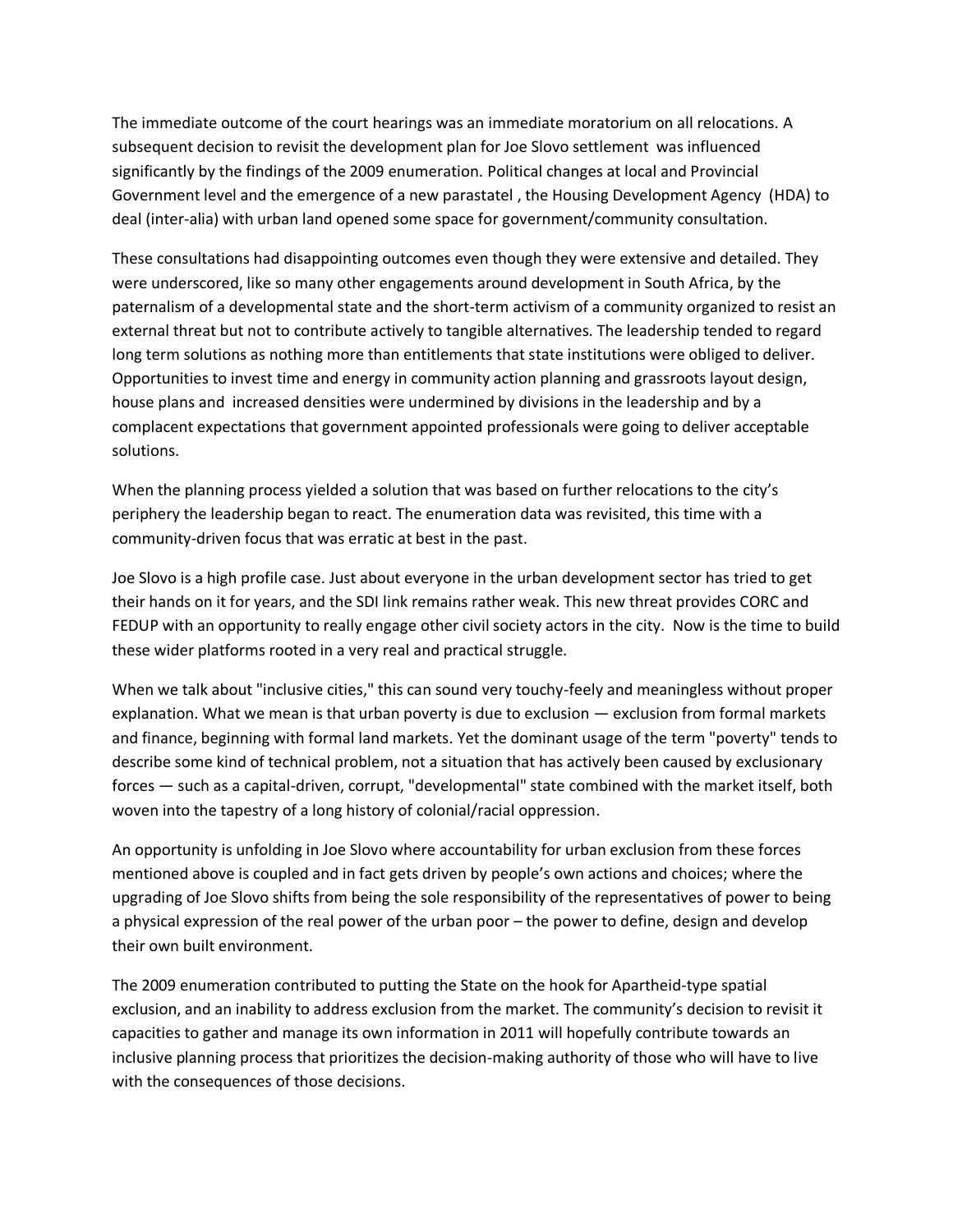The immediate outcome of the court hearings was an immediate moratorium on all relocations. A subsequent decision to revisit the development plan for Joe Slovo settlement was influenced significantly by the findings of the 2009 enumeration. Political changes at local and Provincial Government level and the emergence of a new parastatel , the Housing Development Agency (HDA) to deal (inter-alia) with urban land opened some space for government/community consultation.

These consultations had disappointing outcomes even though they were extensive and detailed. They were underscored, like so many other engagements around development in South Africa, by the paternalism of a developmental state and the short-term activism of a community organized to resist an external threat but not to contribute actively to tangible alternatives. The leadership tended to regard long term solutions as nothing more than entitlements that state institutions were obliged to deliver. Opportunities to invest time and energy in community action planning and grassroots layout design, house plans and increased densities were undermined by divisions in the leadership and by a complacent expectations that government appointed professionals were going to deliver acceptable solutions.

When the planning process yielded a solution that was based on further relocations to the city's periphery the leadership began to react. The enumeration data was revisited, this time with a community-driven focus that was erratic at best in the past.

Joe Slovo is a high profile case. Just about everyone in the urban development sector has tried to get their hands on it for years, and the SDI link remains rather weak. This new threat provides CORC and FEDUP with an opportunity to really engage other civil society actors in the city. Now is the time to build these wider platforms rooted in a very real and practical struggle.

When we talk about "inclusive cities," this can sound very touchy-feely and meaningless without proper explanation. What we mean is that urban poverty is due to exclusion — exclusion from formal markets and finance, beginning with formal land markets. Yet the dominant usage of the term "poverty" tends to describe some kind of technical problem, not a situation that has actively been caused by exclusionary forces — such as a capital-driven, corrupt, "developmental" state combined with the market itself, both woven into the tapestry of a long history of colonial/racial oppression.

An opportunity is unfolding in Joe Slovo where accountability for urban exclusion from these forces mentioned above is coupled and in fact gets driven by people's own actions and choices; where the upgrading of Joe Slovo shifts from being the sole responsibility of the representatives of power to being a physical expression of the real power of the urban poor – the power to define, design and develop their own built environment.

The 2009 enumeration contributed to putting the State on the hook for Apartheid-type spatial exclusion, and an inability to address exclusion from the market. The community's decision to revisit it capacities to gather and manage its own information in 2011 will hopefully contribute towards an inclusive planning process that prioritizes the decision-making authority of those who will have to live with the consequences of those decisions.